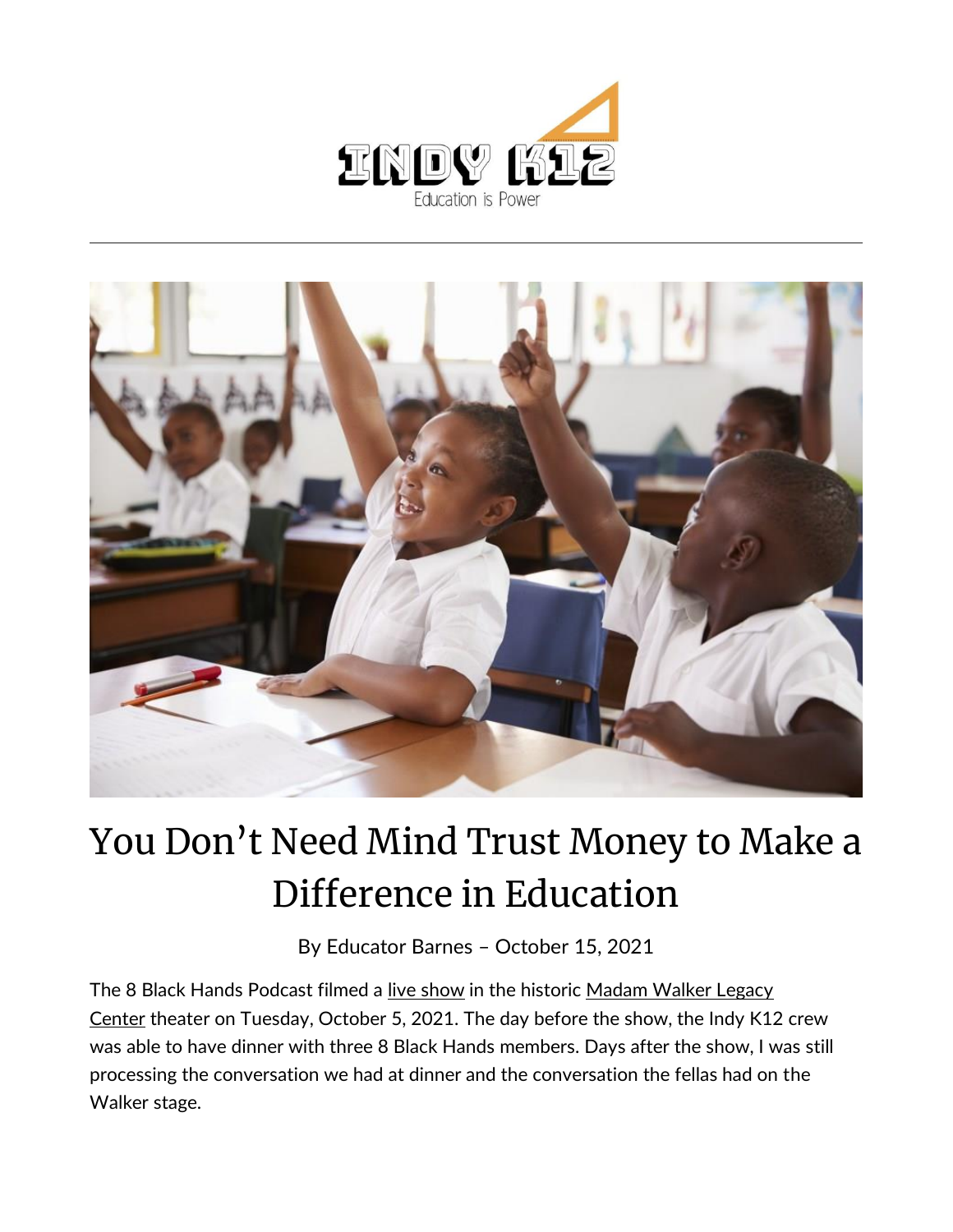# You Don't Need Mind Trust Money to Make a Difference in Education

By Educator Barnes – October 15, 2021

The 8 Black Hands Podcast filmed a live show in the historic Madam Walker Legacy Center theater on Tuesday, October 5, 2021. The day before the show, the Indy K12 crew was able to have dinner with three 8 Black Hands members. Days after the show, I was still processing the conversation we had at dinner and the conversation the fellas had on the Walker stage.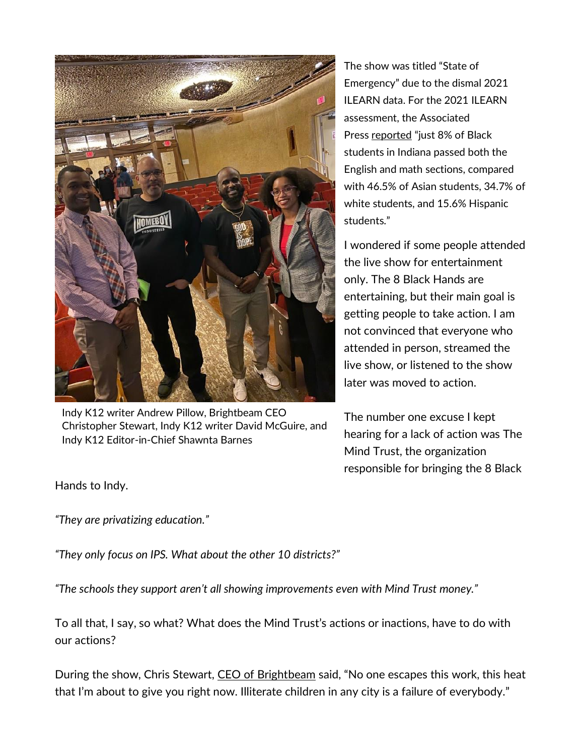Indy K12 writer Andrew Pillow, Brightbeam CEO Christopher Stewart, Indy K12 writer David McGuire, and Indy K12 Editor-in-Chief Shawnta Barnes

The show was titled "State of Emergency" due to the dismal 2021 ILEARN data. For the 2021 ILEARN assessment, the Associated Press reported "just 8% of Black students in Indiana passed both the English and math sections, compared with 46.5% of Asian students, 34.7% of white students, and 15.6% Hispanic students."

I wondered if some people attended the live show for entertainment only. The 8 Black Hands are entertaining, but their main goal is getting people to take action. I am not convinced that everyone who attended in person, streamed the live show, or listened to the show later was moved to action.

The number one excuse I kept hearing for a lack of action was The Mind Trust, the organization responsible for bringing the 8 Black Hands to Indy.

*"They are privatizing education."*

*"They only focus on IPS. What about the other 10 districts?"*

*"The schools they support aren't all showing improvements even with Mind Trust money."*

To all that, I say, so what? What does the Mind Trust's actions or inactions, have to do with our actions?

During the show, Chris Stewart, CEO of Brightbeam said, "No one escapes this work, this heat that I'm about to give you right now. Illiterate children in any city is a failure of everybody."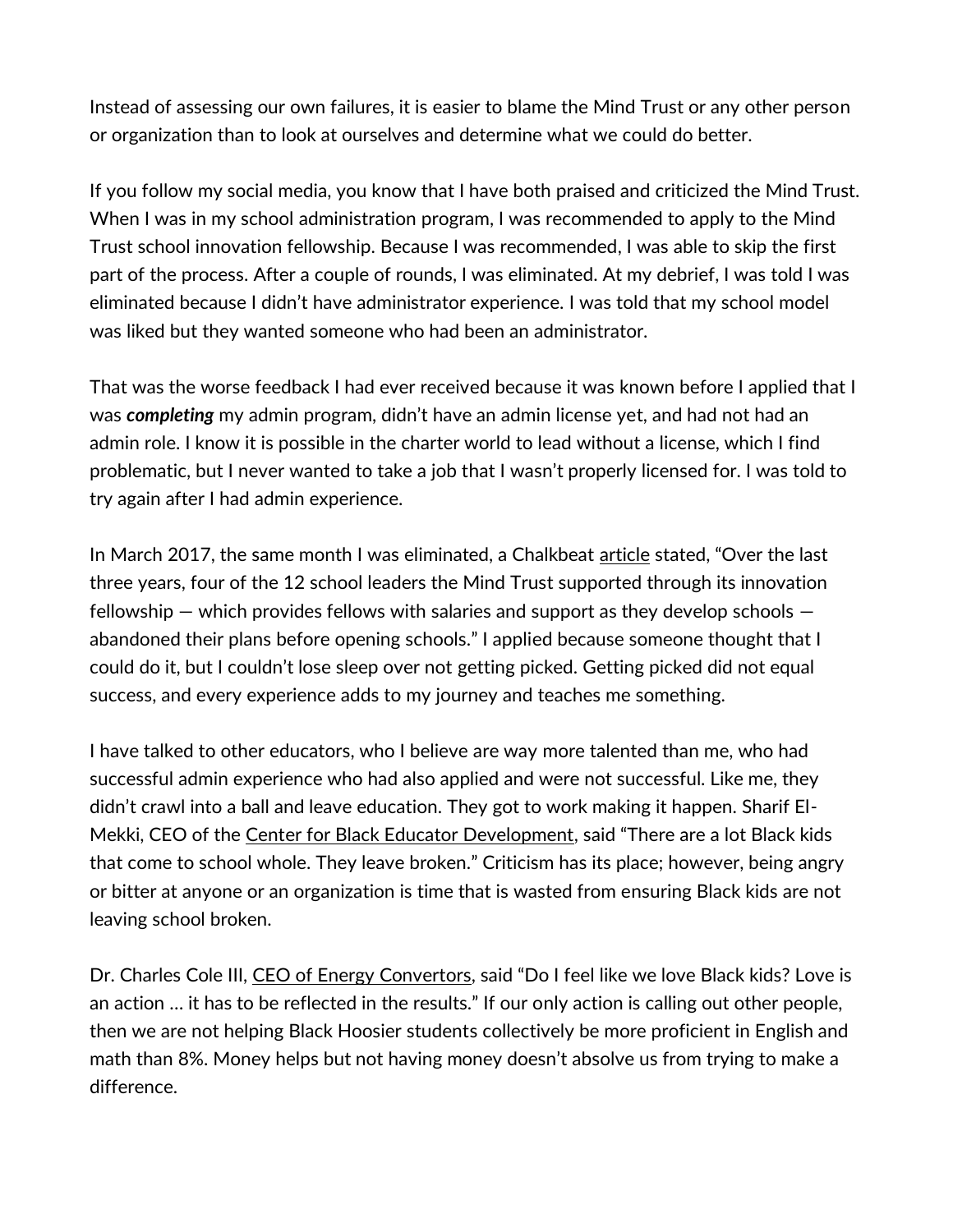Instead of assessing our own failures, it is easier to blame the Mind Trust or any other person or organization than to look at ourselves and determine what we could do better.

If you follow my social media, you know that I have both praised and criticized the Mind Trust. When I was in my school administration program, I was recommended to apply to the Mind Trust school innovation fellowship. Because I was recommended, I was able to skip the first part of the process. After a couple of rounds, I was eliminated. At my debrief, I was told I was eliminated because I didn't have administrator experience. I was told that my school model was liked but they wanted someone who had been an administrator.

That was the worse feedback I had ever received because it was known before I applied that I was ***completing*** my admin program, didn't have an admin license yet, and had not had an admin role. I know it is possible in the charter world to lead without a license, which I find problematic, but I never wanted to take a job that I wasn't properly licensed for. I was told to try again after I had admin experience.

In March 2017, the same month I was eliminated, a Chalkbeat article stated, "Over the last three years, four of the 12 school leaders the Mind Trust supported through its innovation fellowship — which provides fellows with salaries and support as they develop schools — abandoned their plans before opening schools." I applied because someone thought that I could do it, but I couldn't lose sleep over not getting picked. Getting picked did not equal success, and every experience adds to my journey and teaches me something.

I have talked to other educators, who I believe are way more talented than me, who had successful admin experience who had also applied and were not successful. Like me, they didn't crawl into a ball and leave education. They got to work making it happen. Sharif El-Mekki, CEO of the Center for Black Educator Development, said "There are a lot Black kids that come to school whole. They leave broken." Criticism has its place; however, being angry or bitter at anyone or an organization is time that is wasted from ensuring Black kids are not leaving school broken.

Dr. Charles Cole III, CEO of Energy Convertors, said "Do I feel like we love Black kids? Love is an action … it has to be reflected in the results." If our only action is calling out other people, then we are not helping Black Hoosier students collectively be more proficient in English and math than 8%. Money helps but not having money doesn't absolve us from trying to make a difference.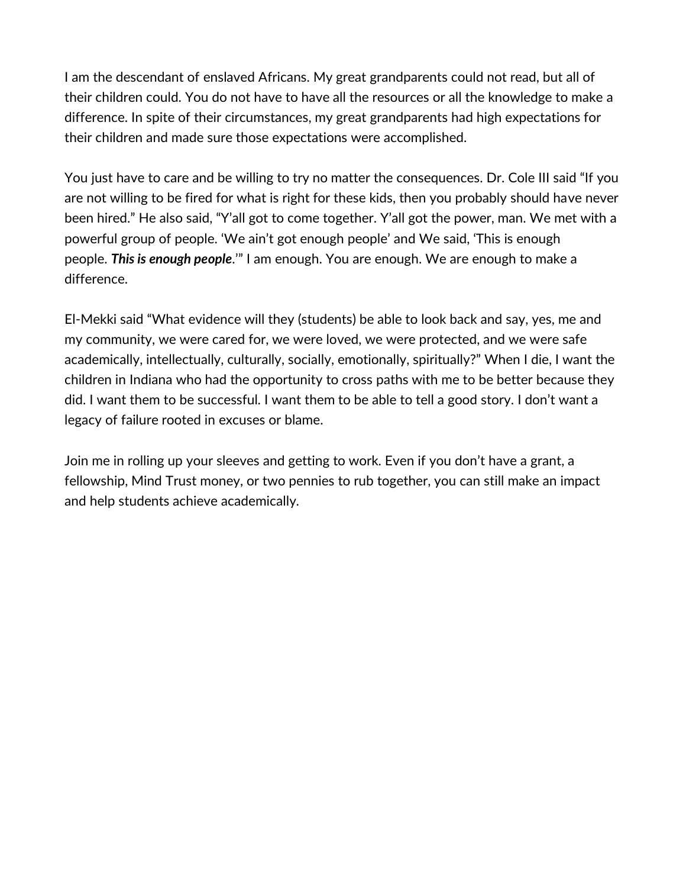I am the descendant of enslaved Africans. My great grandparents could not read, but all of their children could. You do not have to have all the resources or all the knowledge to make a difference. In spite of their circumstances, my great grandparents had high expectations for their children and made sure those expectations were accomplished.

You just have to care and be willing to try no matter the consequences. Dr. Cole III said "If you are not willing to be fired for what is right for these kids, then you probably should have never been hired." He also said, "Y'all got to come together. Y'all got the power, man. We met with a powerful group of people. 'We ain't got enough people' and We said, 'This is enough people. ***This is enough people***.'" I am enough. You are enough. We are enough to make a difference.

El-Mekki said "What evidence will they (students) be able to look back and say, yes, me and my community, we were cared for, we were loved, we were protected, and we were safe academically, intellectually, culturally, socially, emotionally, spiritually?" When I die, I want the children in Indiana who had the opportunity to cross paths with me to be better because they did. I want them to be successful. I want them to be able to tell a good story. I don't want a legacy of failure rooted in excuses or blame.

Join me in rolling up your sleeves and getting to work. Even if you don't have a grant, a fellowship, Mind Trust money, or two pennies to rub together, you can still make an impact and help students achieve academically.